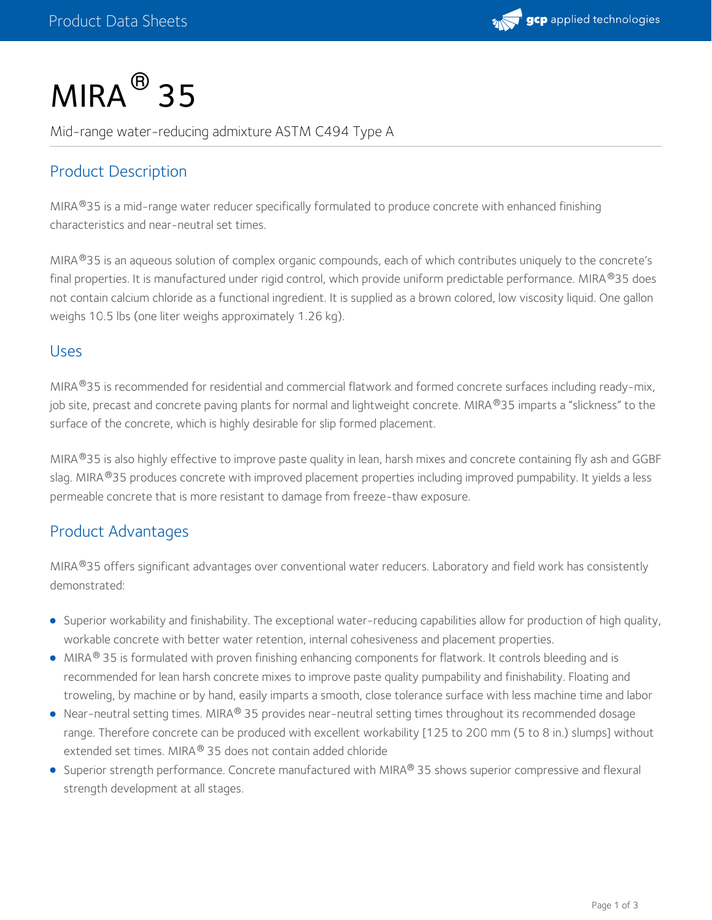# MIRA® 35

Mid-range water-reducing admixture ASTM C494 Type A

## Product Description

MIRA®35 is a mid-range water reducer specifically formulated to produce concrete with enhanced finishing characteristics and near-neutral set times.

MIRA®35 is an aqueous solution of complex organic compounds, each of which contributes uniquely to the concrete's final properties. It is manufactured under rigid control, which provide uniform predictable performance. MIRA®35 does not contain calcium chloride as a functional ingredient. It is supplied as a brown colored, low viscosity liquid. One gallon weighs 10.5 lbs (one liter weighs approximately 1.26 kg).

## Uses

MIRA®35 is recommended for residential and commercial flatwork and formed concrete surfaces including ready-mix, job site, precast and concrete paving plants for normal and lightweight concrete. MIRA®35 imparts a "slickness" to the surface of the concrete, which is highly desirable for slip formed placement.

MIRA®35 is also highly effective to improve paste quality in lean, harsh mixes and concrete containing fly ash and GGBF slag. MIRA®35 produces concrete with improved placement properties including improved pumpability. It yields a less permeable concrete that is more resistant to damage from freeze-thaw exposure.

## Product Advantages

MIRA®35 offers significant advantages over conventional water reducers. Laboratory and field work has consistently demonstrated:

- Superior workability and finishability. The exceptional water-reducing capabilities allow for production of high quality, workable concrete with better water retention, internal cohesiveness and placement properties.
- MIRA® 35 is formulated with proven finishing enhancing components for flatwork. It controls bleeding and is recommended for lean harsh concrete mixes to improve paste quality pumpability and finishability. Floating and troweling, by machine or by hand, easily imparts a smooth, close tolerance surface with less machine time and labor
- Near-neutral setting times. MIRA® 35 provides near-neutral setting times throughout its recommended dosage range. Therefore concrete can be produced with excellent workability [125 to 200 mm (5 to 8 in.) slumps] without extended set times. MIRA® 35 does not contain added chloride
- Superior strength performance. Concrete manufactured with MIRA® 35 shows superior compressive and flexural strength development at all stages.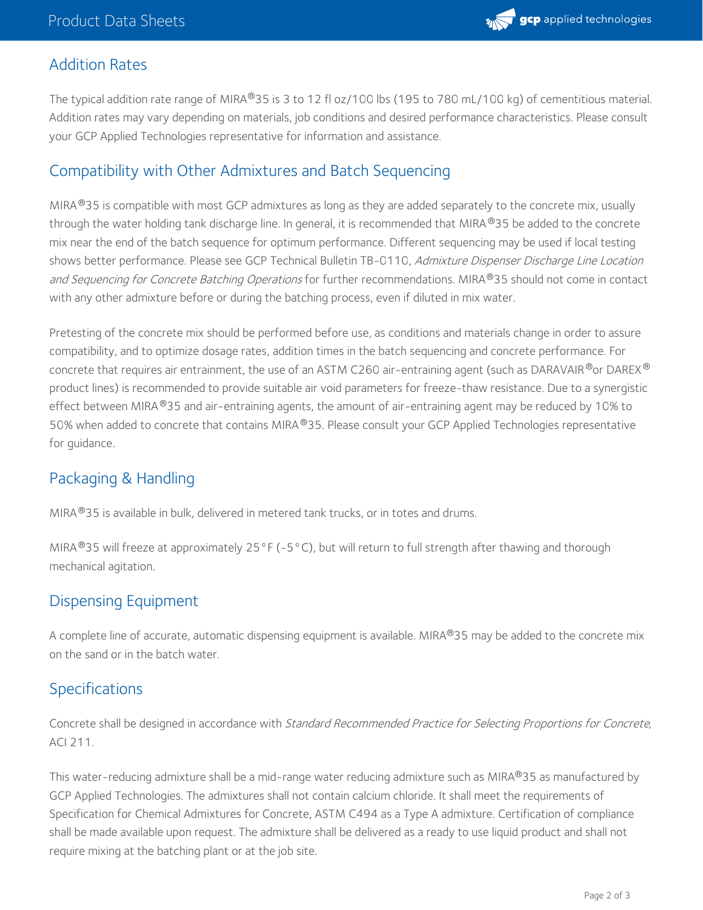## Addition Rates

The typical addition rate range of MIRA®35 is 3 to 12 fl oz/100 lbs (195 to 780 mL/100 kg) of cementitious material. Addition rates may vary depending on materials, job conditions and desired performance characteristics. Please consult your GCP Applied Technologies representative for information and assistance.

## Compatibility with Other Admixtures and Batch Sequencing

MIRA®35 is compatible with most GCP admixtures as long as they are added separately to the concrete mix, usually through the water holding tank discharge line. In general, it is recommended that MIRA®35 be added to the concrete mix near the end of the batch sequence for optimum performance. Different sequencing may be used if local testing shows better performance. Please see GCP Technical Bulletin TB-0110, *Admixture Dispenser Discharge Line Location and Sequencing for Concrete Batching Operations* for further recommendations. MIRA®35 should not come in contact with any other admixture before or during the batching process, even if diluted in mix water.

Pretesting of the concrete mix should be performed before use, as conditions and materials change in order to assure compatibility, and to optimize dosage rates, addition times in the batch sequencing and concrete performance. For concrete that requires air entrainment, the use of an ASTM C260 air-entraining agent (such as DARAVAIR®or DAREX® product lines) is recommended to provide suitable air void parameters for freeze-thaw resistance. Due to a synergistic effect between MIRA®35 and air-entraining agents, the amount of air-entraining agent may be reduced by 10% to 50% when added to concrete that contains MIRA®35. Please consult your GCP Applied Technologies representative for guidance.

## Packaging & Handling

MIRA®35 is available in bulk, delivered in metered tank trucks, or in totes and drums.

MIRA®35 will freeze at approximately 25°F (-5°C), but will return to full strength after thawing and thorough mechanical agitation.

## Dispensing Equipment

A complete line of accurate, automatic dispensing equipment is available. MIRA®35 may be added to the concrete mix on the sand or in the batch water.

## Specifications

Concrete shall be designed in accordance with *Standard Recommended Practice for Selecting Proportions for Concrete*, ACI 211.

This water-reducing admixture shall be a mid-range water reducing admixture such as MIRA®35 as manufactured by GCP Applied Technologies. The admixtures shall not contain calcium chloride. It shall meet the requirements of Specification for Chemical Admixtures for Concrete, ASTM C494 as a Type A admixture. Certification of compliance shall be made available upon request. The admixture shall be delivered as a ready to use liquid product and shall not require mixing at the batching plant or at the job site.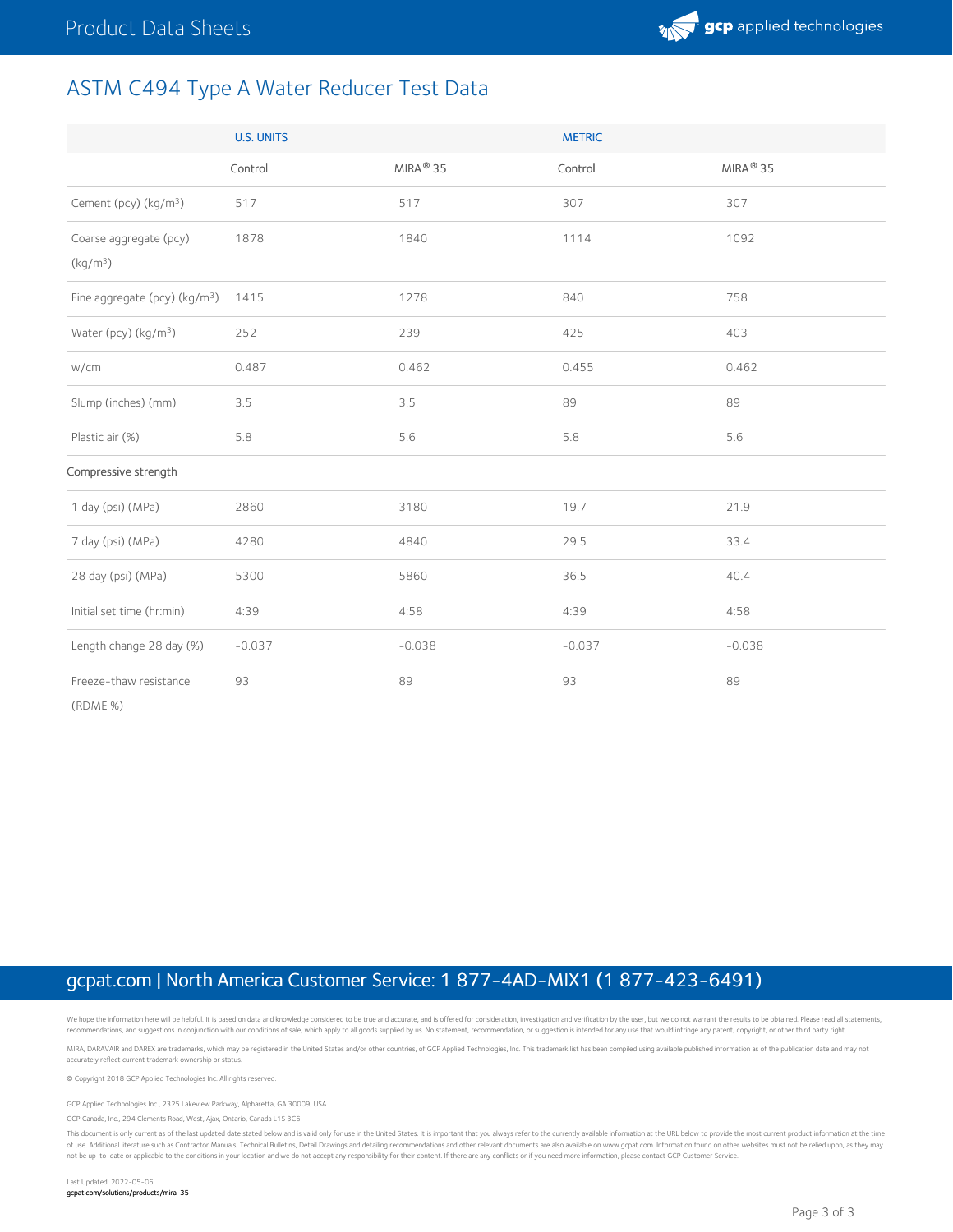## ASTM C494 Type A Water Reducer Test Data

| | U.S. UNITS | | METRIC | |
|---|---|---|---|---|
| | Control | MIRA® 35 | Control | MIRA® 35 |
| Cement (pcy) (kg/m³) | 517 | 517 | 307 | 307 |
| Coarse aggregate (pcy) (kg/m³) | 1878 | 1840 | 1114 | 1092 |
| Fine aggregate (pcy) (kg/m³) | 1415 | 1278 | 840 | 758 |
| Water (pcy) (kg/m³) | 252 | 239 | 425 | 403 |
| w/cm | 0.487 | 0.462 | 0.455 | 0.462 |
| Slump (inches) (mm) | 3.5 | 3.5 | 89 | 89 |
| Plastic air (%) | 5.8 | 5.6 | 5.8 | 5.6 |
| Compressive strength | | | | |
| 1 day (psi) (MPa) | 2860 | 3180 | 19.7 | 21.9 |
| 7 day (psi) (MPa) | 4280 | 4840 | 29.5 | 33.4 |
| 28 day (psi) (MPa) | 5300 | 5860 | 36.5 | 40.4 |
| Initial set time (hr:min) | 4:39 | 4:58 | 4:39 | 4:58 |
| Length change 28 day (%) | -0.037 | -0.038 | -0.037 | -0.038 |
| Freeze-thaw resistance (RDME %) | 93 | 89 | 93 | 89 |

gcpat.com | North America Customer Service: 1 877-4AD-MIX1 (1 877-423-6491)

We hope the information here will be helpful. It is based on data and knowledge considered to be true and accurate, and is offered for consideration, investigation and verification by the user, but we do not warrant the results to be obtained. Please read all statements, recommendations, and suggestions in conjunction with our conditions of sale, which apply to all goods supplied by us. No statement, recommendation, or suggestion is intended for any use that would infringe any patent, copyright, or other third party right.

MIRA, DARAVAIR and DAREX are trademarks, which may be registered in the United States and/or other countries, of GCP Applied Technologies, Inc. This trademark list has been compiled using available published information as of the publication date and may not accurately reflect current trademark ownership or status.

© Copyright 2018 GCP Applied Technologies Inc. All rights reserved.

GCP Applied Technologies Inc., 2325 Lakeview Parkway, Alpharetta, GA 30009, USA

GCP Canada, Inc., 294 Clements Road, West, Ajax, Ontario, Canada L1S 3C6

This document is only current as of the last updated date stated below and is valid only for use in the United States. It is important that you always refer to the currently available information at the URL below to provide the most current product information at the time of use. Additional literature such as Contractor Manuals, Technical Bulletins, Detail Drawings and detailing recommendations and other relevant documents are also available on www.gcpat.com. Information found on other websites must not be relied upon, as they may not be up-to-date or applicable to the conditions in your location and we do not accept any responsibility for their content. If there are any conflicts or if you need more information, please contact GCP Customer Service.

Last Updated: 2022-05-06
gcpat.com/solutions/products/mira-35